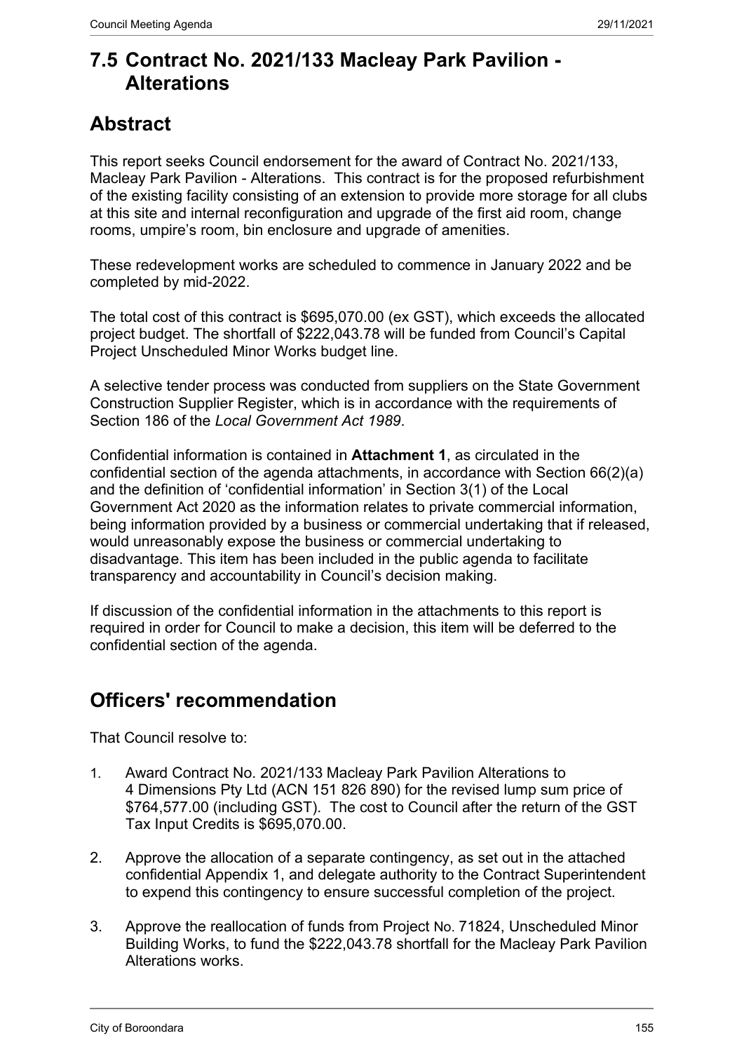# 7.5 Contract No. 2021/133 Macleay Park Pavilion - Alterations

## Abstract

This report seeks Council endorsement for the award of Contract No. 2021/133, Macleay Park Pavilion - Alterations. This contract is for the proposed refurbishment of the existing facility consisting of an extension to provide more storage for all clubs at this site and internal reconfiguration and upgrade of the first aid room, change rooms, umpire's room, bin enclosure and upgrade of amenities.

These redevelopment works are scheduled to commence in January 2022 and be completed by mid-2022.

The total cost of this contract is $695,070.00 (ex GST), which exceeds the allocated project budget. The shortfall of $222,043.78 will be funded from Council's Capital Project Unscheduled Minor Works budget line.

A selective tender process was conducted from suppliers on the State Government Construction Supplier Register, which is in accordance with the requirements of Section 186 of the *Local Government Act 1989*.

Confidential information is contained in **Attachment 1**, as circulated in the confidential section of the agenda attachments, in accordance with Section 66(2)(a) and the definition of 'confidential information' in Section 3(1) of the Local Government Act 2020 as the information relates to private commercial information, being information provided by a business or commercial undertaking that if released, would unreasonably expose the business or commercial undertaking to disadvantage. This item has been included in the public agenda to facilitate transparency and accountability in Council's decision making.

If discussion of the confidential information in the attachments to this report is required in order for Council to make a decision, this item will be deferred to the confidential section of the agenda.

## Officers' recommendation

That Council resolve to:

1. Award Contract No. 2021/133 Macleay Park Pavilion Alterations to 4 Dimensions Pty Ltd (ACN 151 826 890) for the revised lump sum price of $764,577.00 (including GST). The cost to Council after the return of the GST Tax Input Credits is $695,070.00.
2. Approve the allocation of a separate contingency, as set out in the attached confidential Appendix 1, and delegate authority to the Contract Superintendent to expend this contingency to ensure successful completion of the project.
3. Approve the reallocation of funds from Project No. 71824, Unscheduled Minor Building Works, to fund the $222,043.78 shortfall for the Macleay Park Pavilion Alterations works.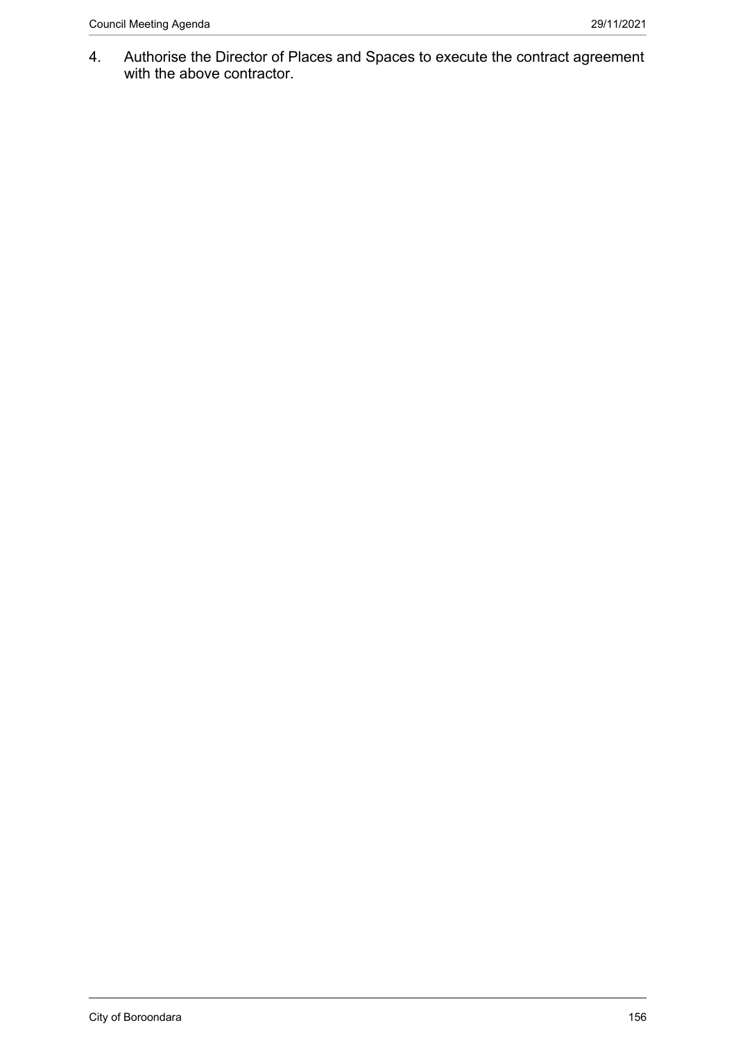4. Authorise the Director of Places and Spaces to execute the contract agreement with the above contractor.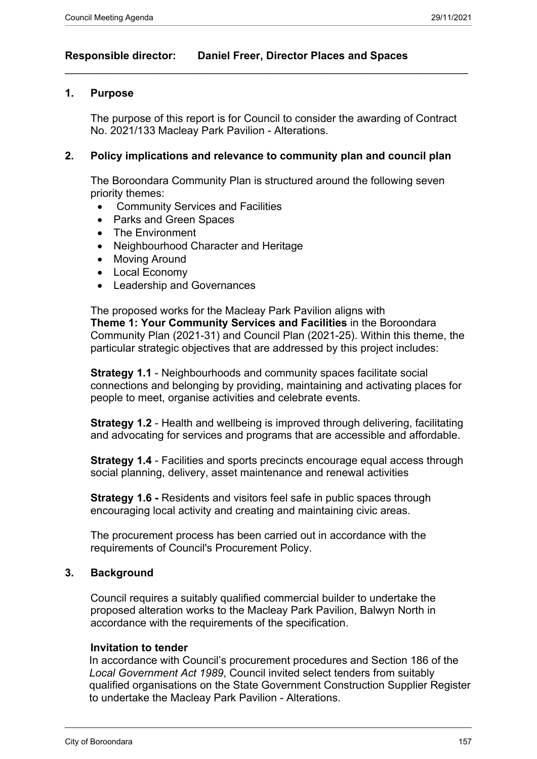**Responsible director: Daniel Freer, Director Places and Spaces**

---

## 1. Purpose

The purpose of this report is for Council to consider the awarding of Contract No. 2021/133 Macleay Park Pavilion - Alterations.

## 2. Policy implications and relevance to community plan and council plan

The Boroondara Community Plan is structured around the following seven priority themes:

- Community Services and Facilities
- Parks and Green Spaces
- The Environment
- Neighbourhood Character and Heritage
- Moving Around
- Local Economy
- Leadership and Governances

The proposed works for the Macleay Park Pavilion aligns with **Theme 1: Your Community Services and Facilities** in the Boroondara Community Plan (2021-31) and Council Plan (2021-25). Within this theme, the particular strategic objectives that are addressed by this project includes:

**Strategy 1.1** - Neighbourhoods and community spaces facilitate social connections and belonging by providing, maintaining and activating places for people to meet, organise activities and celebrate events.

**Strategy 1.2** - Health and wellbeing is improved through delivering, facilitating and advocating for services and programs that are accessible and affordable.

**Strategy 1.4** - Facilities and sports precincts encourage equal access through social planning, delivery, asset maintenance and renewal activities

**Strategy 1.6 -** Residents and visitors feel safe in public spaces through encouraging local activity and creating and maintaining civic areas.

The procurement process has been carried out in accordance with the requirements of Council's Procurement Policy.

## 3. Background

Council requires a suitably qualified commercial builder to undertake the proposed alteration works to the Macleay Park Pavilion, Balwyn North in accordance with the requirements of the specification.

**Invitation to tender**

In accordance with Council's procurement procedures and Section 186 of the *Local Government Act 1989*, Council invited select tenders from suitably qualified organisations on the State Government Construction Supplier Register to undertake the Macleay Park Pavilion - Alterations.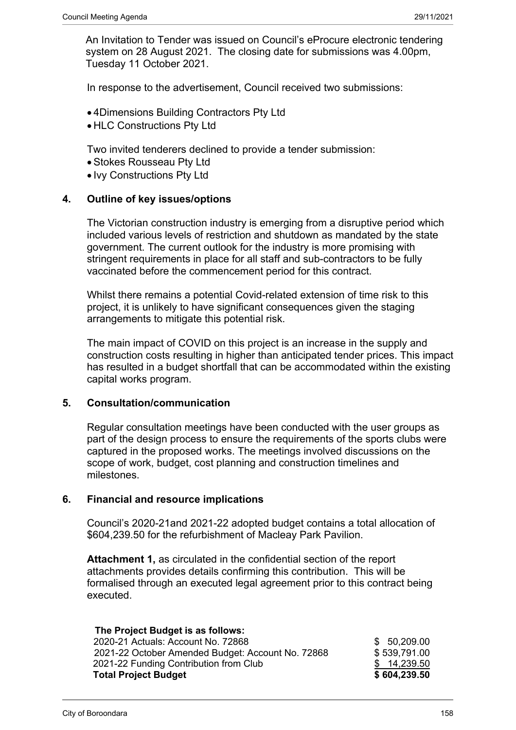An Invitation to Tender was issued on Council's eProcure electronic tendering system on 28 August 2021. The closing date for submissions was 4.00pm, Tuesday 11 October 2021.

In response to the advertisement, Council received two submissions:

- 4Dimensions Building Contractors Pty Ltd
- HLC Constructions Pty Ltd

Two invited tenderers declined to provide a tender submission:

- Stokes Rousseau Pty Ltd
- Ivy Constructions Pty Ltd

## 4. Outline of key issues/options

The Victorian construction industry is emerging from a disruptive period which included various levels of restriction and shutdown as mandated by the state government. The current outlook for the industry is more promising with stringent requirements in place for all staff and sub-contractors to be fully vaccinated before the commencement period for this contract.

Whilst there remains a potential Covid-related extension of time risk to this project, it is unlikely to have significant consequences given the staging arrangements to mitigate this potential risk.

The main impact of COVID on this project is an increase in the supply and construction costs resulting in higher than anticipated tender prices. This impact has resulted in a budget shortfall that can be accommodated within the existing capital works program.

## 5. Consultation/communication

Regular consultation meetings have been conducted with the user groups as part of the design process to ensure the requirements of the sports clubs were captured in the proposed works. The meetings involved discussions on the scope of work, budget, cost planning and construction timelines and milestones.

## 6. Financial and resource implications

Council's 2020-21and 2021-22 adopted budget contains a total allocation of $604,239.50 for the refurbishment of Macleay Park Pavilion.

**Attachment 1,** as circulated in the confidential section of the report attachments provides details confirming this contribution. This will be formalised through an executed legal agreement prior to this contract being executed.

| **The Project Budget is as follows:** | |
|---|---|
| 2020-21 Actuals: Account No. 72868 | $ 50,209.00 |
| 2021-22 October Amended Budget: Account No. 72868 | $ 539,791.00 |
| 2021-22 Funding Contribution from Club | $ 14,239.50 |
| **Total Project Budget** | **$ 604,239.50** |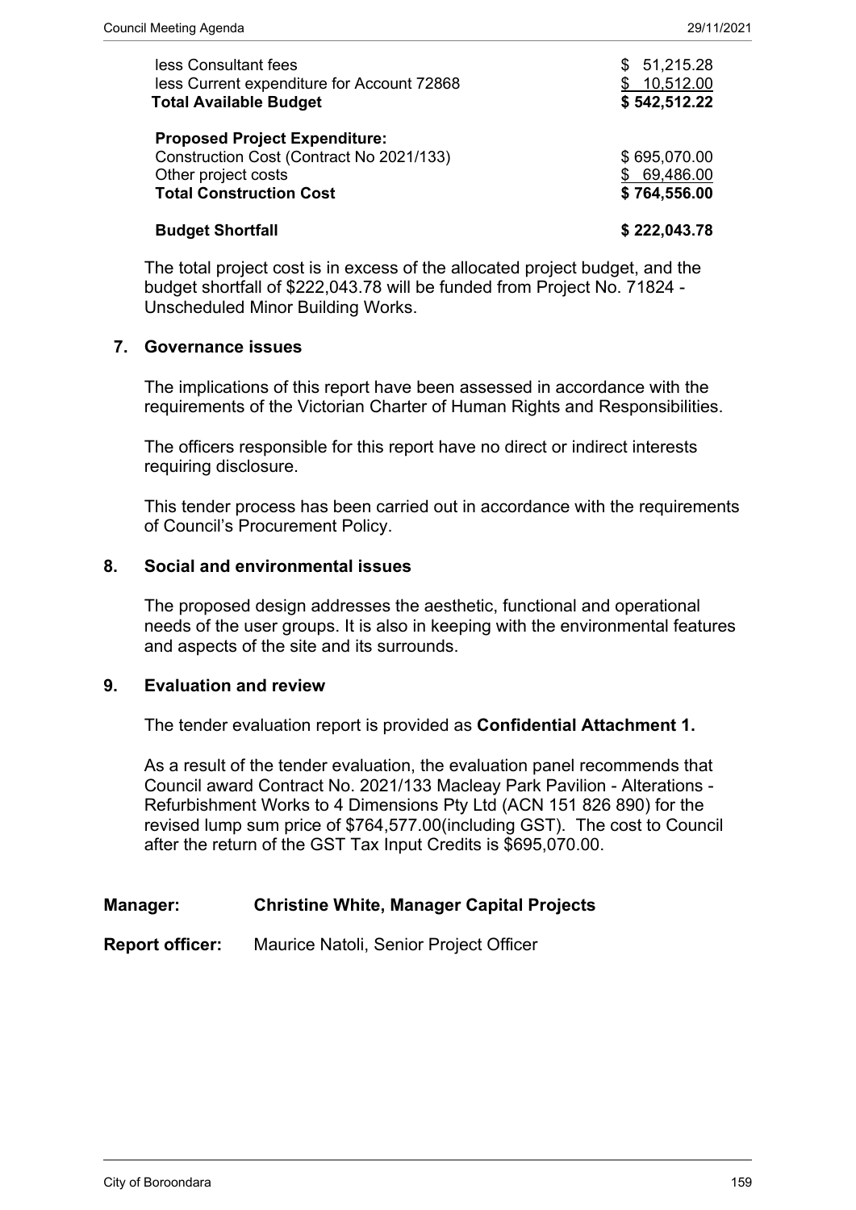| | |
|---|---|
| less Consultant fees | \$ 51,215.28 |
| less Current expenditure for Account 72868 | \$ 10,512.00 |
| **Total Available Budget** | **\$ 542,512.22** |
| **Proposed Project Expenditure:** | |
| Construction Cost (Contract No 2021/133) | \$ 695,070.00 |
| Other project costs | \$ 69,486.00 |
| **Total Construction Cost** | **\$ 764,556.00** |
| **Budget Shortfall** | **\$ 222,043.78** |

The total project cost is in excess of the allocated project budget, and the budget shortfall of \$222,043.78 will be funded from Project No. 71824 - Unscheduled Minor Building Works.

## 7. Governance issues

The implications of this report have been assessed in accordance with the requirements of the Victorian Charter of Human Rights and Responsibilities.

The officers responsible for this report have no direct or indirect interests requiring disclosure.

This tender process has been carried out in accordance with the requirements of Council's Procurement Policy.

## 8. Social and environmental issues

The proposed design addresses the aesthetic, functional and operational needs of the user groups. It is also in keeping with the environmental features and aspects of the site and its surrounds.

## 9. Evaluation and review

The tender evaluation report is provided as **Confidential Attachment 1.**

As a result of the tender evaluation, the evaluation panel recommends that Council award Contract No. 2021/133 Macleay Park Pavilion - Alterations - Refurbishment Works to 4 Dimensions Pty Ltd (ACN 151 826 890) for the revised lump sum price of \$764,577.00(including GST). The cost to Council after the return of the GST Tax Input Credits is \$695,070.00.

**Manager:** **Christine White, Manager Capital Projects**

**Report officer:** Maurice Natoli, Senior Project Officer